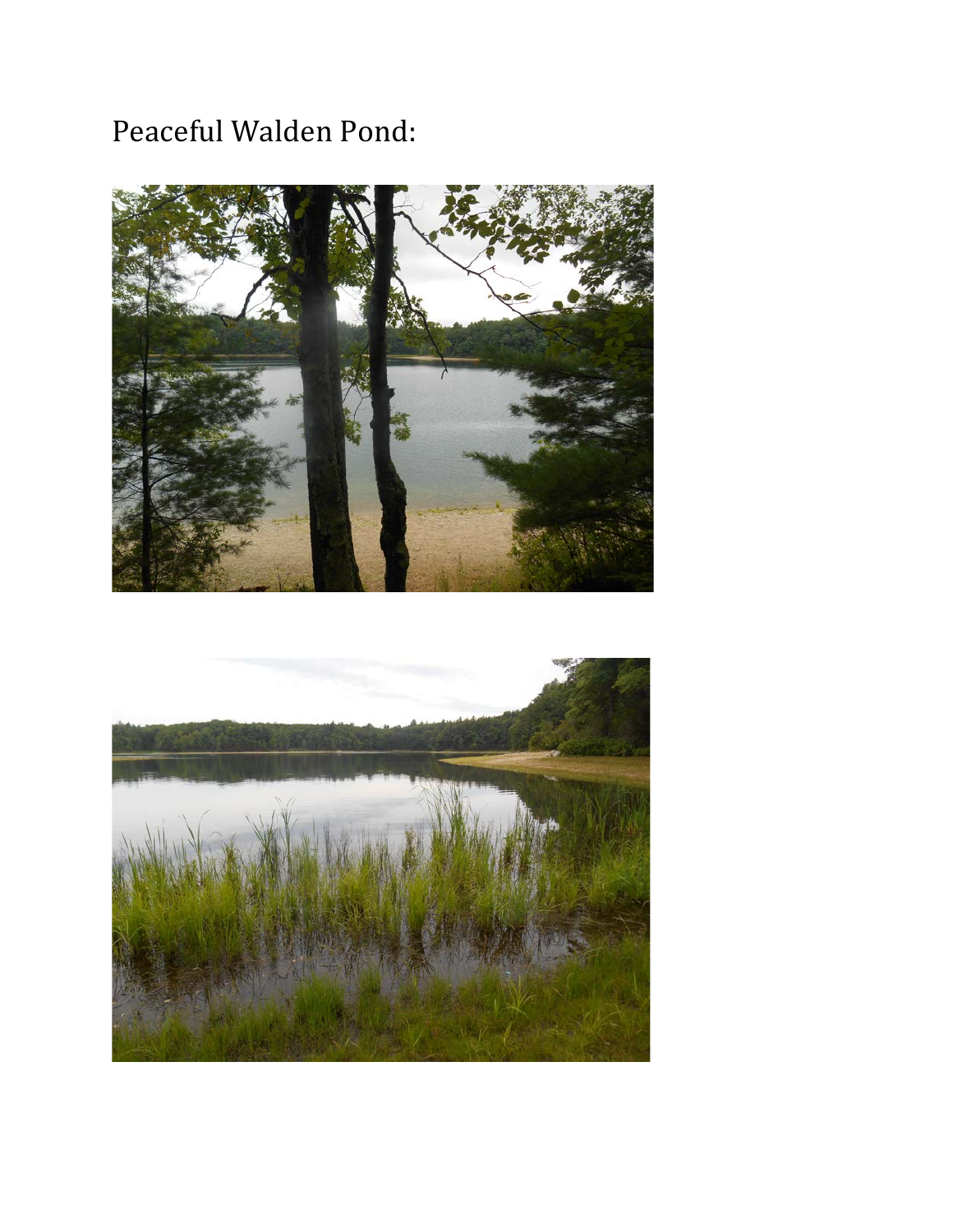Peaceful Walden Pond: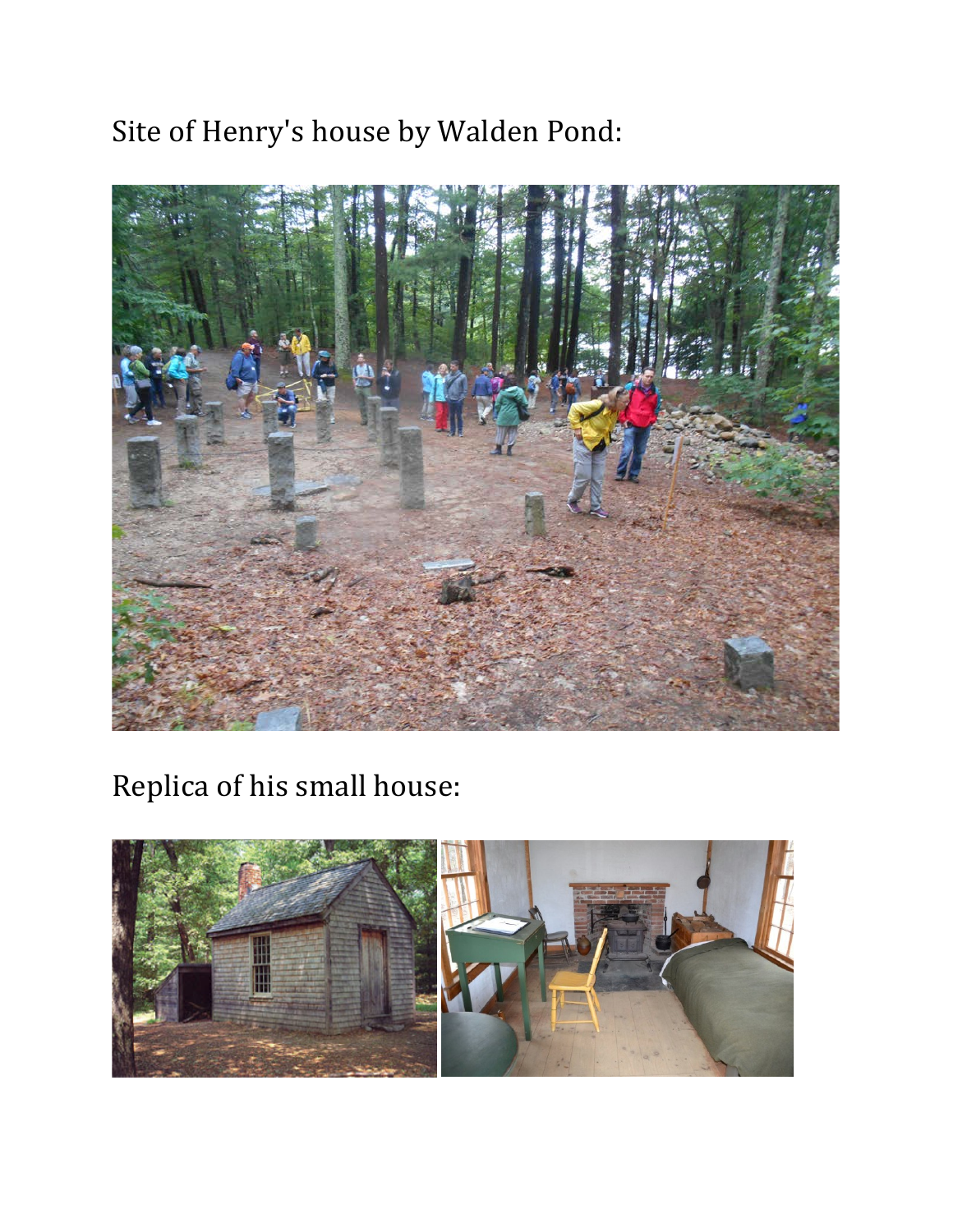Site of Henry's house by Walden Pond:

Replica of his small house: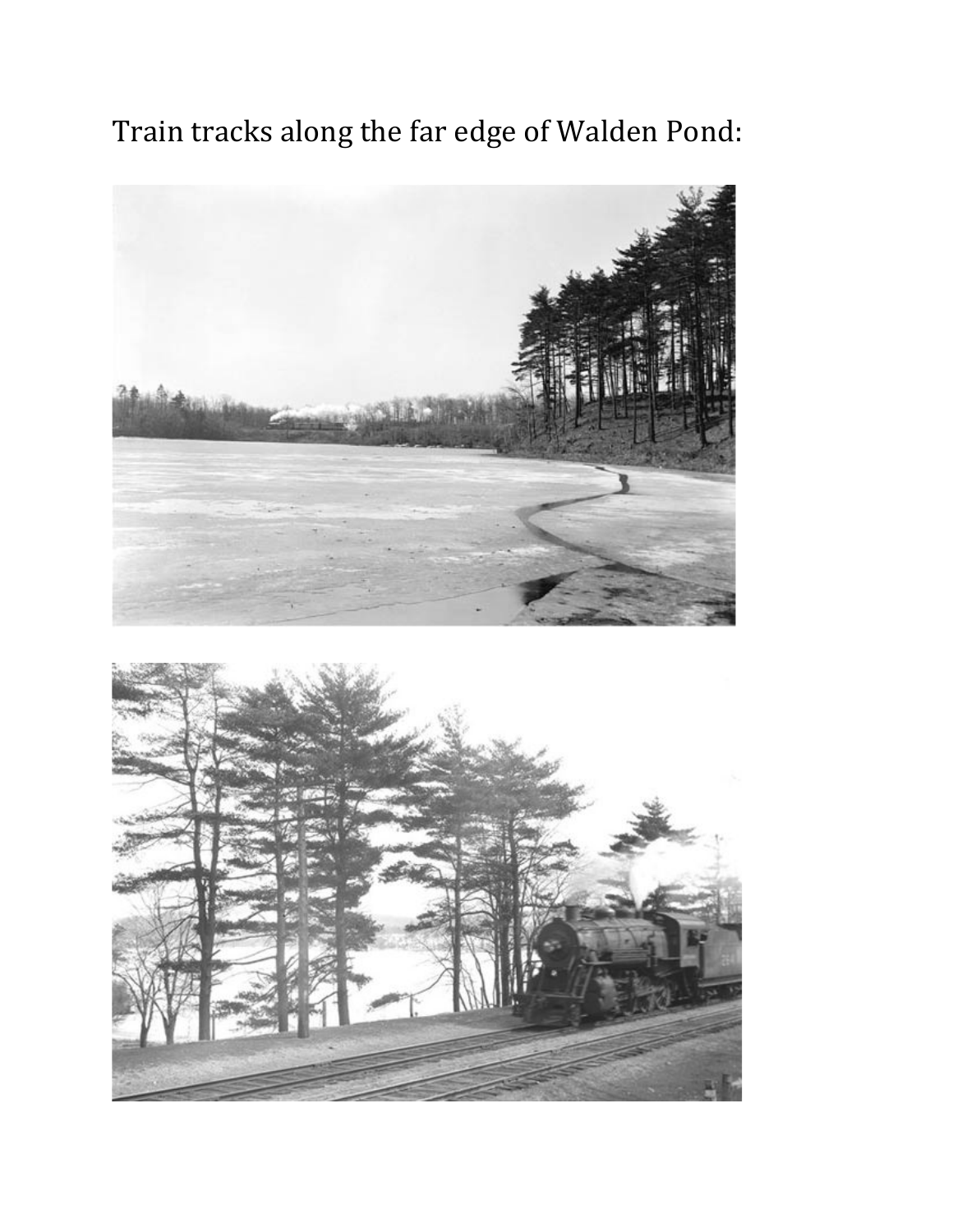Train tracks along the far edge of Walden Pond: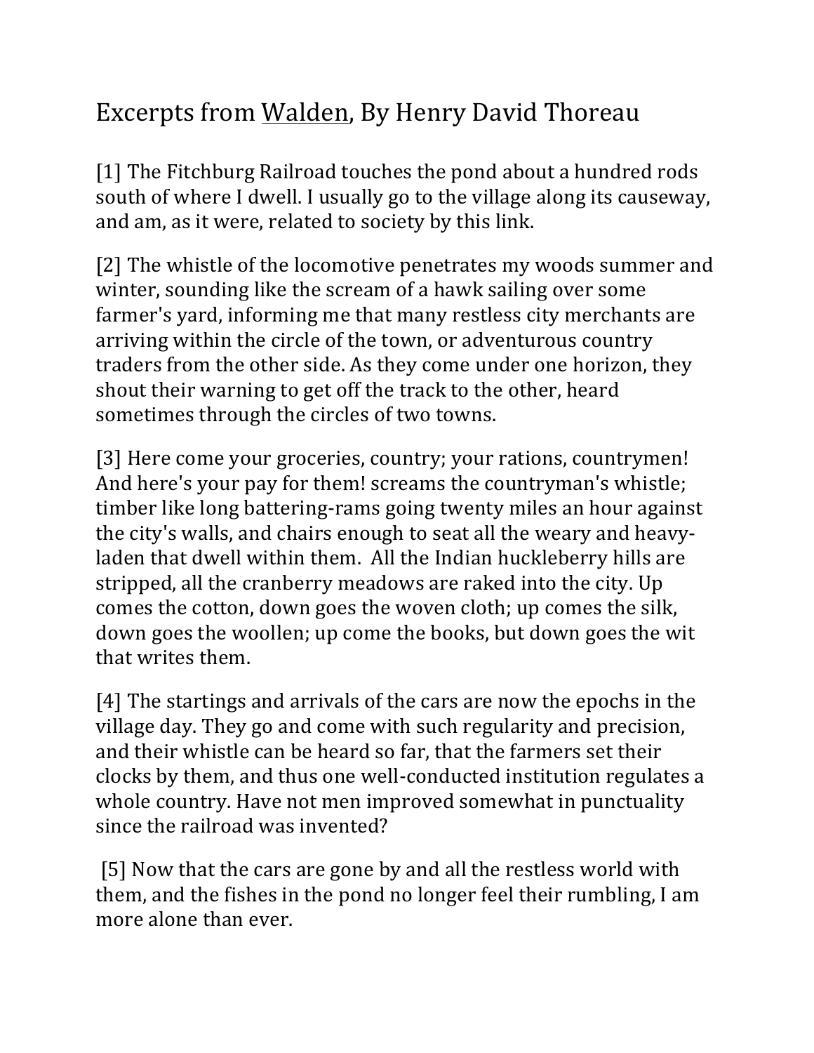# Excerpts from <u>Walden</u>, By Henry David Thoreau

[1] The Fitchburg Railroad touches the pond about a hundred rods south of where I dwell. I usually go to the village along its causeway, and am, as it were, related to society by this link.

[2] The whistle of the locomotive penetrates my woods summer and winter, sounding like the scream of a hawk sailing over some farmer's yard, informing me that many restless city merchants are arriving within the circle of the town, or adventurous country traders from the other side. As they come under one horizon, they shout their warning to get off the track to the other, heard sometimes through the circles of two towns.

[3] Here come your groceries, country; your rations, countrymen! And here's your pay for them! screams the countryman's whistle; timber like long battering-rams going twenty miles an hour against the city's walls, and chairs enough to seat all the weary and heavy-laden that dwell within them. All the Indian huckleberry hills are stripped, all the cranberry meadows are raked into the city. Up comes the cotton, down goes the woven cloth; up comes the silk, down goes the woollen; up come the books, but down goes the wit that writes them.

[4] The startings and arrivals of the cars are now the epochs in the village day. They go and come with such regularity and precision, and their whistle can be heard so far, that the farmers set their clocks by them, and thus one well-conducted institution regulates a whole country. Have not men improved somewhat in punctuality since the railroad was invented?

[5] Now that the cars are gone by and all the restless world with them, and the fishes in the pond no longer feel their rumbling, I am more alone than ever.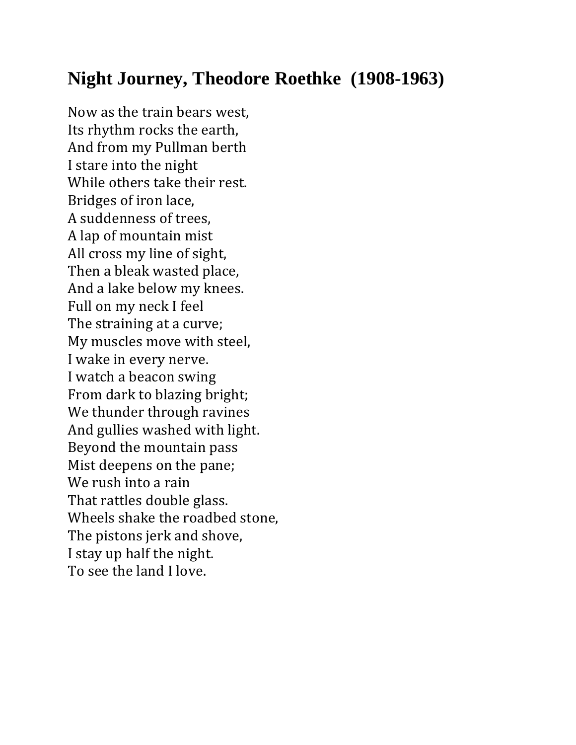## Night Journey, Theodore Roethke (1908-1963)

Now as the train bears west,  
Its rhythm rocks the earth,  
And from my Pullman berth  
I stare into the night  
While others take their rest.  
Bridges of iron lace,  
A suddenness of trees,  
A lap of mountain mist  
All cross my line of sight,  
Then a bleak wasted place,  
And a lake below my knees.  
Full on my neck I feel  
The straining at a curve;  
My muscles move with steel,  
I wake in every nerve.  
I watch a beacon swing  
From dark to blazing bright;  
We thunder through ravines  
And gullies washed with light.  
Beyond the mountain pass  
Mist deepens on the pane;  
We rush into a rain  
That rattles double glass.  
Wheels shake the roadbed stone,  
The pistons jerk and shove,  
I stay up half the night.  
To see the land I love.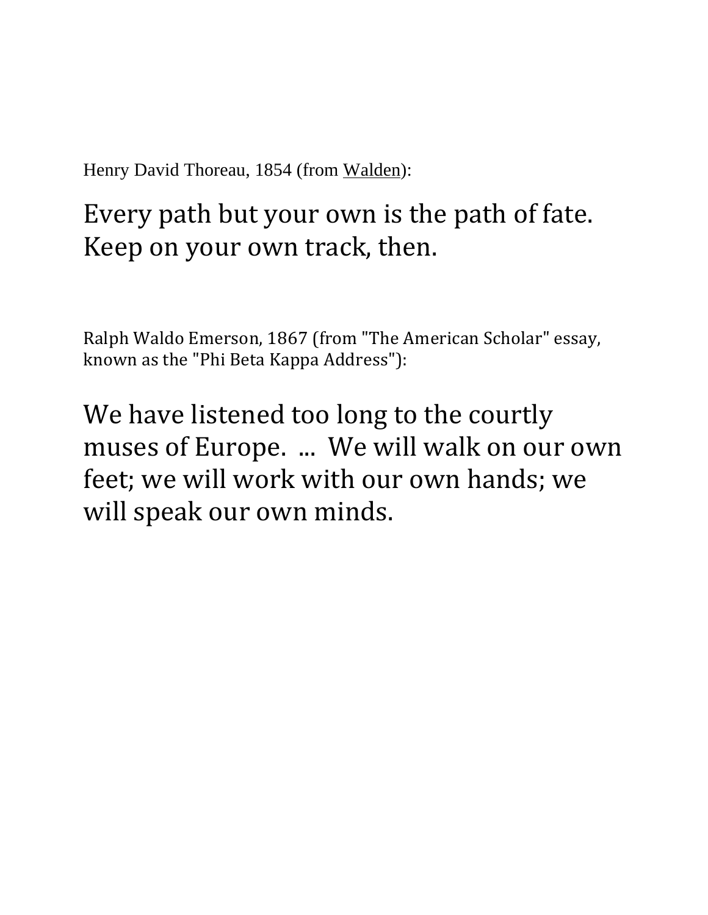Henry David Thoreau, 1854 (from Walden):

Every path but your own is the path of fate. Keep on your own track, then.

Ralph Waldo Emerson, 1867 (from "The American Scholar" essay, known as the "Phi Beta Kappa Address"):

We have listened too long to the courtly muses of Europe. ... We will walk on our own feet; we will work with our own hands; we will speak our own minds.